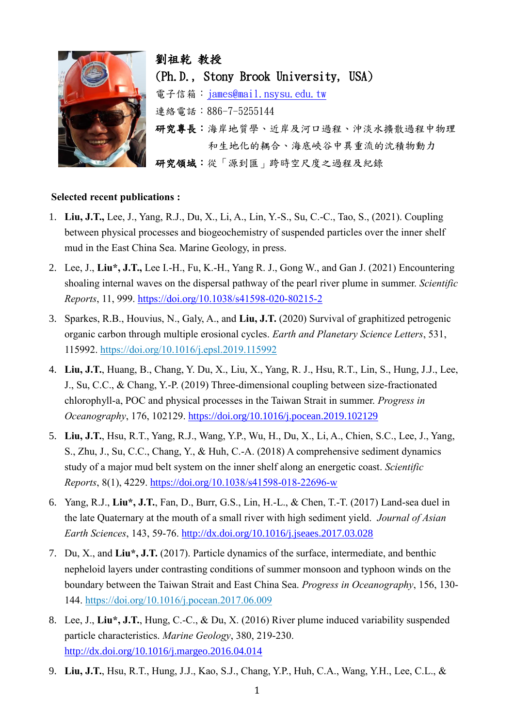**劉祖乾 教授**

**(Ph.D., Stony Brook University, USA)**

電子信箱：james@mail.nsysu.edu.tw

連絡電話：886-7-5255144

**研究專長**：海岸地質學、近岸及河口過程、沖淡水擴散過程中物理和生地化的耦合、海底峽谷中異重流的沈積物動力

**研究領域**：從「源到匯」跨時空尺度之過程及紀錄

**Selected recent publications :**

1. **Liu, J.T.,** Lee, J., Yang, R.J., Du, X., Li, A., Lin, Y.-S., Su, C.-C., Tao, S., (2021). Coupling between physical processes and biogeochemistry of suspended particles over the inner shelf mud in the East China Sea. Marine Geology, in press.
2. Lee, J., **Liu\*, J.T.,** Lee I.-H., Fu, K.-H., Yang R. J., Gong W., and Gan J. (2021) Encountering shoaling internal waves on the dispersal pathway of the pearl river plume in summer. *Scientific Reports*, 11, 999. https://doi.org/10.1038/s41598-020-80215-2
3. Sparkes, R.B., Houvius, N., Galy, A., and **Liu, J.T.** (2020) Survival of graphitized petrogenic organic carbon through multiple erosional cycles. *Earth and Planetary Science Letters*, 531, 115992. https://doi.org/10.1016/j.epsl.2019.115992
4. **Liu, J.T.**, Huang, B., Chang, Y. Du, X., Liu, X., Yang, R. J., Hsu, R.T., Lin, S., Hung, J.J., Lee, J., Su, C.C., & Chang, Y.-P. (2019) Three-dimensional coupling between size-fractionated chlorophyll-a, POC and physical processes in the Taiwan Strait in summer. *Progress in Oceanography*, 176, 102129. https://doi.org/10.1016/j.pocean.2019.102129
5. **Liu, J.T.**, Hsu, R.T., Yang, R.J., Wang, Y.P., Wu, H., Du, X., Li, A., Chien, S.C., Lee, J., Yang, S., Zhu, J., Su, C.C., Chang, Y., & Huh, C.-A. (2018) A comprehensive sediment dynamics study of a major mud belt system on the inner shelf along an energetic coast. *Scientific Reports*, 8(1), 4229. https://doi.org/10.1038/s41598-018-22696-w
6. Yang, R.J., **Liu\*, J.T.**, Fan, D., Burr, G.S., Lin, H.-L., & Chen, T.-T. (2017) Land-sea duel in the late Quaternary at the mouth of a small river with high sediment yield. *Journal of Asian Earth Sciences*, 143, 59-76. http://dx.doi.org/10.1016/j.jseaes.2017.03.028
7. Du, X., and **Liu\*, J.T.** (2017). Particle dynamics of the surface, intermediate, and benthic nepheloid layers under contrasting conditions of summer monsoon and typhoon winds on the boundary between the Taiwan Strait and East China Sea. *Progress in Oceanography*, 156, 130-144. https://doi.org/10.1016/j.pocean.2017.06.009
8. Lee, J., **Liu\*, J.T.**, Hung, C.-C., & Du, X. (2016) River plume induced variability suspended particle characteristics. *Marine Geology*, 380, 219-230. http://dx.doi.org/10.1016/j.margeo.2016.04.014
9. **Liu, J.T.**, Hsu, R.T., Hung, J.J., Kao, S.J., Chang, Y.P., Huh, C.A., Wang, Y.H., Lee, C.L., &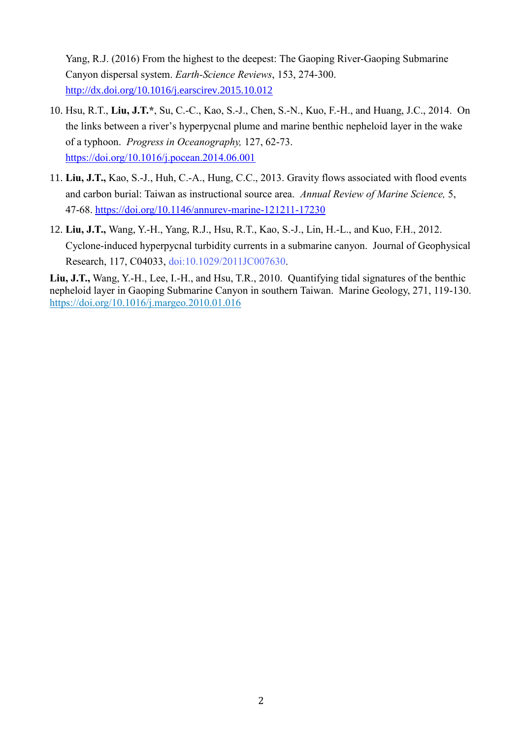Yang, R.J. (2016) From the highest to the deepest: The Gaoping River-Gaoping Submarine Canyon dispersal system. *Earth-Science Reviews*, 153, 274-300. http://dx.doi.org/10.1016/j.earscirev.2015.10.012

10. Hsu, R.T., **Liu, J.T.***, Su, C.-C., Kao, S.-J., Chen, S.-N., Kuo, F.-H., and Huang, J.C., 2014. On the links between a river's hyperpycnal plume and marine benthic nepheloid layer in the wake of a typhoon. *Progress in Oceanography,* 127, 62-73. https://doi.org/10.1016/j.pocean.2014.06.001
11. **Liu, J.T.,** Kao, S.-J., Huh, C.-A., Hung, C.C., 2013. Gravity flows associated with flood events and carbon burial: Taiwan as instructional source area. *Annual Review of Marine Science,* 5, 47-68. https://doi.org/10.1146/annurev-marine-121211-17230
12. **Liu, J.T.,** Wang, Y.-H., Yang, R.J., Hsu, R.T., Kao, S.-J., Lin, H.-L., and Kuo, F.H., 2012. Cyclone-induced hyperpycnal turbidity currents in a submarine canyon. Journal of Geophysical Research, 117, C04033, doi:10.1029/2011JC007630.

**Liu, J.T.,** Wang, Y.-H., Lee, I.-H., and Hsu, T.R., 2010. Quantifying tidal signatures of the benthic nepheloid layer in Gaoping Submarine Canyon in southern Taiwan. Marine Geology, 271, 119-130. https://doi.org/10.1016/j.margeo.2010.01.016